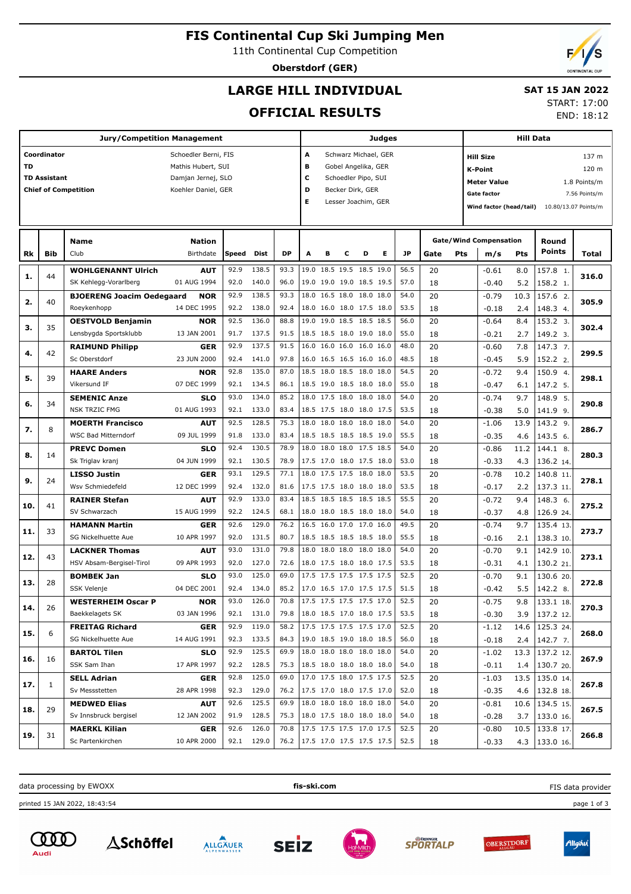# FIS Continental Cup Ski Jumping Men

11th Continental Cup Competition

**Oberstdorf (GER)**

## LARGE HILL INDIVIDUAL

## OFFICIAL RESULTS

**SAT 15 JAN 2022**

START: 17:00

END: 18:12

| Jury/Competition Management | | Judges | | Hill Data | |
|---|---|---|---|---|---|
| Coordinator | Schoedler Berni, FIS | A | Schwarz Michael, GER | Hill Size | 137 m |
| TD | Mathis Hubert, SUI | B | Gobel Angelika, GER | K-Point | 120 m |
| TD Assistant | Damjan Jernej, SLO | C | Schoedler Pipo, SUI | Meter Value | 1.8 Points/m |
| Chief of Competition | Koehler Daniel, GER | D | Becker Dirk, GER | Gate factor | 7.56 Points/m |
| | | E | Lesser Joachim, GER | Wind factor (head/tail) | 10.80/13.07 Points/m |

| Rk | Bib | Name / Club | Nation / Birthdate | Speed | Dist | DP | A | B | C | D | E | JP | Gate | Pts | m/s | Pts | Round Points | Total |
|---|---|---|---|---|---|---|---|---|---|---|---|---|---|---|---|---|---|---|
| 1. | 44 | **WOHLGENANNT Ulrich** | **AUT** | 92.9 | 138.5 | 93.3 | 19.0 | 18.5 | 19.5 | 18.5 | 19.0 | 56.5 | 20 | | -0.61 | 8.0 | 157.8 1. | 316.0 |
| | | SK Kehlegg-Vorarlberg | 01 AUG 1994 | 92.0 | 140.0 | 96.0 | 19.0 | 19.0 | 19.0 | 18.5 | 19.5 | 57.0 | 18 | | -0.40 | 5.2 | 158.2 1. | |
| 2. | 40 | **BJOERENG Joacim Oedegaard** | **NOR** | 92.9 | 138.5 | 93.3 | 18.0 | 16.5 | 18.0 | 18.0 | 18.0 | 54.0 | 20 | | -0.79 | 10.3 | 157.6 2. | 305.9 |
| | | Roeykenhopp | 14 DEC 1995 | 92.2 | 138.0 | 92.4 | 18.0 | 16.0 | 18.0 | 17.5 | 18.0 | 53.5 | 18 | | -0.18 | 2.4 | 148.3 4. | |
| 3. | 35 | **OESTVOLD Benjamin** | **NOR** | 92.5 | 136.0 | 88.8 | 19.0 | 19.0 | 18.5 | 18.5 | 18.5 | 56.0 | 20 | | -0.64 | 8.4 | 153.2 3. | 302.4 |
| | | Lensbygda Sportsklubb | 13 JAN 2001 | 91.7 | 137.5 | 91.5 | 18.5 | 18.5 | 18.0 | 19.0 | 18.0 | 55.0 | 18 | | -0.21 | 2.7 | 149.2 3. | |
| 4. | 42 | **RAIMUND Philipp** | **GER** | 92.9 | 137.5 | 91.5 | 16.0 | 16.0 | 16.0 | 16.0 | 16.0 | 48.0 | 20 | | -0.60 | 7.8 | 147.3 7. | 299.5 |
| | | Sc Oberstdorf | 23 JUN 2000 | 92.4 | 141.0 | 97.8 | 16.0 | 16.5 | 16.5 | 16.0 | 16.0 | 48.5 | 18 | | -0.45 | 5.9 | 152.2 2. | |
| 5. | 39 | **HAARE Anders** | **NOR** | 92.8 | 135.0 | 87.0 | 18.5 | 18.0 | 18.5 | 18.0 | 18.0 | 54.5 | 20 | | -0.72 | 9.4 | 150.9 4. | 298.1 |
| | | Vikersund IF | 07 DEC 1999 | 92.1 | 134.5 | 86.1 | 18.5 | 19.0 | 18.5 | 18.0 | 18.0 | 55.0 | 18 | | -0.47 | 6.1 | 147.2 5. | |
| 6. | 34 | **SEMENIC Anze** | **SLO** | 93.0 | 134.0 | 85.2 | 18.0 | 17.5 | 18.0 | 18.0 | 18.0 | 54.0 | 20 | | -0.74 | 9.7 | 148.9 5. | 290.8 |
| | | NSK TRZIC FMG | 01 AUG 1993 | 92.1 | 133.0 | 83.4 | 18.5 | 17.5 | 18.0 | 18.0 | 17.5 | 53.5 | 18 | | -0.38 | 5.0 | 141.9 9. | |
| 7. | 8 | **MOERTH Francisco** | **AUT** | 92.5 | 128.5 | 75.3 | 18.0 | 18.0 | 18.0 | 18.0 | 18.0 | 54.0 | 20 | | -1.06 | 13.9 | 143.2 9. | 286.7 |
| | | WSC Bad Mitterndorf | 09 JUL 1999 | 91.8 | 133.0 | 83.4 | 18.5 | 18.5 | 18.5 | 18.5 | 19.0 | 55.5 | 18 | | -0.35 | 4.6 | 143.5 6. | |
| 8. | 14 | **PREVC Domen** | **SLO** | 92.4 | 130.5 | 78.9 | 18.0 | 18.0 | 18.0 | 17.5 | 18.5 | 54.0 | 20 | | -0.86 | 11.2 | 144.1 8. | 280.3 |
| | | Sk Triglav kranj | 04 JUN 1999 | 92.1 | 130.5 | 78.9 | 17.5 | 17.0 | 18.0 | 17.5 | 18.0 | 53.0 | 18 | | -0.33 | 4.3 | 136.2 14. | |
| 9. | 24 | **LISSO Justin** | **GER** | 93.1 | 129.5 | 77.1 | 18.0 | 17.5 | 17.5 | 18.0 | 18.0 | 53.5 | 20 | | -0.78 | 10.2 | 140.8 11. | 278.1 |
| | | Wsv Schmiedefeld | 12 DEC 1999 | 92.4 | 132.0 | 81.6 | 17.5 | 17.5 | 18.0 | 18.0 | 18.0 | 53.5 | 18 | | -0.17 | 2.2 | 137.3 11. | |
| 10. | 41 | **RAINER Stefan** | **AUT** | 92.9 | 133.0 | 83.4 | 18.5 | 18.5 | 18.5 | 18.5 | 18.5 | 55.5 | 20 | | -0.72 | 9.4 | 148.3 6. | 275.2 |
| | | SV Schwarzach | 15 AUG 1999 | 92.2 | 124.5 | 68.1 | 18.0 | 18.0 | 18.5 | 18.0 | 18.0 | 54.0 | 18 | | -0.37 | 4.8 | 126.9 24. | |
| 11. | 33 | **HAMANN Martin** | **GER** | 92.6 | 129.0 | 76.2 | 16.5 | 16.0 | 17.0 | 17.0 | 16.0 | 49.5 | 20 | | -0.74 | 9.7 | 135.4 13. | 273.7 |
| | | SG Nickelhuette Aue | 10 APR 1997 | 92.0 | 131.5 | 80.7 | 18.5 | 18.5 | 18.5 | 18.5 | 18.0 | 55.5 | 18 | | -0.16 | 2.1 | 138.3 10. | |
| 12. | 43 | **LACKNER Thomas** | **AUT** | 93.0 | 131.0 | 79.8 | 18.0 | 18.0 | 18.0 | 18.0 | 18.0 | 54.0 | 20 | | -0.70 | 9.1 | 142.9 10. | 273.1 |
| | | HSV Absam-Bergisel-Tirol | 09 APR 1993 | 92.0 | 127.0 | 72.6 | 18.0 | 17.5 | 18.0 | 18.0 | 17.5 | 53.5 | 18 | | -0.31 | 4.1 | 130.2 21. | |
| 13. | 28 | **BOMBEK Jan** | **SLO** | 93.0 | 125.0 | 69.0 | 17.5 | 17.5 | 17.5 | 17.5 | 17.5 | 52.5 | 20 | | -0.70 | 9.1 | 130.6 20. | 272.8 |
| | | SSK Velenje | 04 DEC 2001 | 92.4 | 134.0 | 85.2 | 17.0 | 16.5 | 17.0 | 17.5 | 17.5 | 51.5 | 18 | | -0.42 | 5.5 | 142.2 8. | |
| 14. | 26 | **WESTERHEIM Oscar P** | **NOR** | 93.0 | 126.0 | 70.8 | 17.5 | 17.5 | 17.5 | 17.5 | 17.0 | 52.5 | 20 | | -0.75 | 9.8 | 133.1 18. | 270.3 |
| | | Baekkelagets SK | 03 JAN 1996 | 92.1 | 131.0 | 79.8 | 18.0 | 18.5 | 17.0 | 18.0 | 17.5 | 53.5 | 18 | | -0.30 | 3.9 | 137.2 12. | |
| 15. | 6 | **FREITAG Richard** | **GER** | 92.9 | 119.0 | 58.2 | 17.5 | 17.5 | 17.5 | 17.5 | 17.0 | 52.5 | 20 | | -1.12 | 14.6 | 125.3 24. | 268.0 |
| | | SG Nickelhuette Aue | 14 AUG 1991 | 92.3 | 133.5 | 84.3 | 19.0 | 18.5 | 19.0 | 18.0 | 18.5 | 56.0 | 18 | | -0.18 | 2.4 | 142.7 7. | |
| 16. | 16 | **BARTOL Tilen** | **SLO** | 92.9 | 125.5 | 69.9 | 18.0 | 18.0 | 18.0 | 18.0 | 18.0 | 54.0 | 20 | | -1.02 | 13.3 | 137.2 12. | 267.9 |
| | | SSK Sam Ihan | 17 APR 1997 | 92.2 | 128.5 | 75.3 | 18.5 | 18.0 | 18.0 | 18.0 | 18.0 | 54.0 | 18 | | -0.11 | 1.4 | 130.7 20. | |
| 17. | 1 | **SELL Adrian** | **GER** | 92.8 | 125.0 | 69.0 | 17.0 | 17.5 | 18.0 | 17.5 | 17.5 | 52.5 | 20 | | -1.03 | 13.5 | 135.0 14. | 267.8 |
| | | Sv Messstetten | 28 APR 1998 | 92.3 | 129.0 | 76.2 | 17.5 | 17.0 | 18.0 | 17.5 | 17.0 | 52.0 | 18 | | -0.35 | 4.6 | 132.8 18. | |
| 18. | 29 | **MEDWED Elias** | **AUT** | 92.6 | 125.5 | 69.9 | 18.0 | 18.0 | 18.0 | 18.0 | 18.0 | 54.0 | 20 | | -0.81 | 10.6 | 134.5 15. | 267.5 |
| | | Sv Innsbruck bergisel | 12 JAN 2002 | 91.9 | 128.5 | 75.3 | 18.0 | 17.5 | 18.0 | 18.0 | 18.0 | 54.0 | 18 | | -0.28 | 3.7 | 133.0 16. | |
| 19. | 31 | **MAERKL Kilian** | **GER** | 92.6 | 126.0 | 70.8 | 17.5 | 17.5 | 17.5 | 17.0 | 17.5 | 52.5 | 20 | | -0.80 | 10.5 | 133.8 17. | 266.8 |
| | | Sc Partenkirchen | 10 APR 2000 | 92.1 | 129.0 | 76.2 | 17.5 | 17.0 | 17.5 | 17.5 | 17.5 | 52.5 | 18 | | -0.33 | 4.3 | 133.0 16. | |

data processing by EWOXX | fis-ski.com | FIS data provider

printed 15 JAN 2022, 18:43:54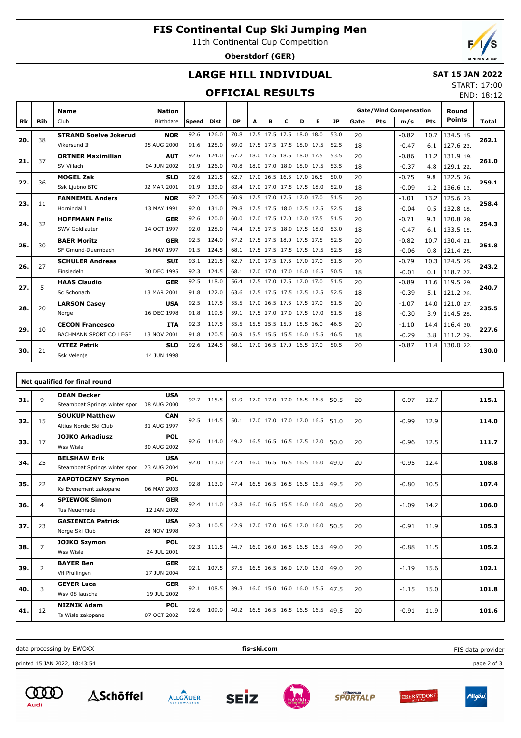# FIS Continental Cup Ski Jumping Men

11th Continental Cup Competition

**Oberstdorf (GER)**

## LARGE HILL INDIVIDUAL

## OFFICIAL RESULTS

**SAT 15 JAN 2022**

START: 17:00

END: 18:12

| Rk | Bib | Name / Club | Nation / Birthdate | Speed | Dist | DP | A | B | C | D | E | JP | Gate | Pts | m/s | Pts | Round Points | Total |
|---|---|---|---|---|---|---|---|---|---|---|---|---|---|---|---|---|---|---|
| 20. | 38 | **STRAND Soelve Jokerud** | **NOR** | 92.6 | 126.0 | 70.8 | 17.5 | 17.5 | 17.5 | 18.0 | 18.0 | 53.0 | 20 | | -0.82 | 10.7 | 134.5 15. | **262.1** |
| | | Vikersund If | 05 AUG 2000 | 91.6 | 125.0 | 69.0 | 17.5 | 17.5 | 17.5 | 18.0 | 17.5 | 52.5 | 18 | | -0.47 | 6.1 | 127.6 23. | |
| 21. | 37 | **ORTNER Maximilian** | **AUT** | 92.6 | 124.0 | 67.2 | 18.0 | 17.5 | 18.5 | 18.0 | 17.5 | 53.5 | 20 | | -0.86 | 11.2 | 131.9 19. | **261.0** |
| | | SV Villach | 04 JUN 2002 | 91.9 | 126.0 | 70.8 | 18.0 | 17.0 | 18.0 | 18.0 | 17.5 | 53.5 | 18 | | -0.37 | 4.8 | 129.1 22. | |
| 22. | 36 | **MOGEL Zak** | **SLO** | 92.6 | 121.5 | 62.7 | 17.0 | 16.5 | 16.5 | 17.0 | 16.5 | 50.0 | 20 | | -0.75 | 9.8 | 122.5 26. | **259.1** |
| | | Ssk Ljubno BTC | 02 MAR 2001 | 91.9 | 133.0 | 83.4 | 17.0 | 17.0 | 17.5 | 17.5 | 18.0 | 52.0 | 18 | | -0.09 | 1.2 | 136.6 13. | |
| 23. | 11 | **FANNEMEL Anders** | **NOR** | 92.7 | 120.5 | 60.9 | 17.5 | 17.0 | 17.5 | 17.0 | 17.0 | 51.5 | 20 | | -1.01 | 13.2 | 125.6 23. | **258.4** |
| | | Hornindal IL | 13 MAY 1991 | 92.0 | 131.0 | 79.8 | 17.5 | 17.5 | 18.0 | 17.5 | 17.5 | 52.5 | 18 | | -0.04 | 0.5 | 132.8 18. | |
| 24. | 32 | **HOFFMANN Felix** | **GER** | 92.6 | 120.0 | 60.0 | 17.0 | 17.5 | 17.0 | 17.0 | 17.5 | 51.5 | 20 | | -0.71 | 9.3 | 120.8 28. | **254.3** |
| | | SWV Goldlauter | 14 OCT 1997 | 92.0 | 128.0 | 74.4 | 17.5 | 17.5 | 18.0 | 17.5 | 18.0 | 53.0 | 18 | | -0.47 | 6.1 | 133.5 15. | |
| 25. | 30 | **BAER Moritz** | **GER** | 92.5 | 124.0 | 67.2 | 17.5 | 17.5 | 18.0 | 17.5 | 17.5 | 52.5 | 20 | | -0.82 | 10.7 | 130.4 21. | **251.8** |
| | | SF Gmund-Duernbach | 16 MAY 1997 | 91.5 | 124.5 | 68.1 | 17.5 | 17.5 | 17.5 | 17.5 | 17.5 | 52.5 | 18 | | -0.06 | 0.8 | 121.4 25. | |
| 26. | 27 | **SCHULER Andreas** | **SUI** | 93.1 | 121.5 | 62.7 | 17.0 | 17.5 | 17.5 | 17.0 | 17.0 | 51.5 | 20 | | -0.79 | 10.3 | 124.5 25. | **243.2** |
| | | Einsiedeln | 30 DEC 1995 | 92.3 | 124.5 | 68.1 | 17.0 | 17.0 | 17.0 | 16.0 | 16.5 | 50.5 | 18 | | -0.01 | 0.1 | 118.7 27. | |
| 27. | 5 | **HAAS Claudio** | **GER** | 92.5 | 118.0 | 56.4 | 17.5 | 17.0 | 17.5 | 17.0 | 17.0 | 51.5 | 20 | | -0.89 | 11.6 | 119.5 29. | **240.7** |
| | | Sc Schonach | 13 MAR 2001 | 91.8 | 122.0 | 63.6 | 17.5 | 17.5 | 17.5 | 17.5 | 17.5 | 52.5 | 18 | | -0.39 | 5.1 | 121.2 26. | |
| 28. | 20 | **LARSON Casey** | **USA** | 92.5 | 117.5 | 55.5 | 17.0 | 16.5 | 17.5 | 17.5 | 17.0 | 51.5 | 20 | | -1.07 | 14.0 | 121.0 27. | **235.5** |
| | | Norge | 16 DEC 1998 | 91.8 | 119.5 | 59.1 | 17.5 | 17.0 | 17.0 | 17.5 | 17.0 | 51.5 | 18 | | -0.30 | 3.9 | 114.5 28. | |
| 29. | 10 | **CECON Francesco** | **ITA** | 92.3 | 117.5 | 55.5 | 15.5 | 15.5 | 15.0 | 15.5 | 16.0 | 46.5 | 20 | | -1.10 | 14.4 | 116.4 30. | **227.6** |
| | | BACHMANN SPORT COLLEGE | 13 NOV 2001 | 91.8 | 120.5 | 60.9 | 15.5 | 15.5 | 15.5 | 16.0 | 15.5 | 46.5 | 18 | | -0.29 | 3.8 | 111.2 29. | |
| 30. | 21 | **VITEZ Patrik** | **SLO** | 92.6 | 124.5 | 68.1 | 17.0 | 16.5 | 17.0 | 16.5 | 17.0 | 50.5 | 20 | | -0.87 | 11.4 | 130.0 22. | **130.0** |
| | | Ssk Velenje | 14 JUN 1998 | | | | | | | | | | | | | | | |

### Not qualified for final round

| Rk | Bib | Name / Club | Nation / Birthdate | Speed | Dist | DP | A | B | C | D | E | JP | Gate | Pts | m/s | Pts | Round Points | Total |
|---|---|---|---|---|---|---|---|---|---|---|---|---|---|---|---|---|---|---|
| 31. | 9 | **DEAN Decker** / Steamboat Springs winter spor | **USA** / 08 AUG 2000 | 92.7 | 115.5 | 51.9 | 17.0 | 17.0 | 17.0 | 16.5 | 16.5 | 50.5 | 20 | | -0.97 | 12.7 | | **115.1** |
| 32. | 15 | **SOUKUP Matthew** / Altius Nordic Ski Club | **CAN** / 31 AUG 1997 | 92.5 | 114.5 | 50.1 | 17.0 | 17.0 | 17.0 | 17.0 | 16.5 | 51.0 | 20 | | -0.99 | 12.9 | | **114.0** |
| 33. | 17 | **JOJKO Arkadiusz** / Wss Wisla | **POL** / 30 AUG 2002 | 92.6 | 114.0 | 49.2 | 16.5 | 16.5 | 16.5 | 17.5 | 17.0 | 50.0 | 20 | | -0.96 | 12.5 | | **111.7** |
| 34. | 25 | **BELSHAW Erik** / Steamboat Springs winter spor | **USA** / 23 AUG 2004 | 92.0 | 113.0 | 47.4 | 16.0 | 16.5 | 16.5 | 16.5 | 16.0 | 49.0 | 20 | | -0.95 | 12.4 | | **108.8** |
| 35. | 22 | **ZAPOTOCZNY Szymon** / Ks Evenement zakopane | **POL** / 06 MAY 2003 | 92.8 | 113.0 | 47.4 | 16.5 | 16.5 | 16.5 | 16.5 | 16.5 | 49.5 | 20 | | -0.80 | 10.5 | | **107.4** |
| 36. | 4 | **SPIEWOK Simon** / Tus Neuenrade | **GER** / 12 JAN 2002 | 92.4 | 111.0 | 43.8 | 16.0 | 16.5 | 15.5 | 16.0 | 16.0 | 48.0 | 20 | | -1.09 | 14.2 | | **106.0** |
| 37. | 23 | **GASIENICA Patrick** / Norge Ski Club | **USA** / 28 NOV 1998 | 92.3 | 110.5 | 42.9 | 17.0 | 17.0 | 16.5 | 17.0 | 16.0 | 50.5 | 20 | | -0.91 | 11.9 | | **105.3** |
| 38. | 7 | **JOJKO Szymon** / Wss Wisla | **POL** / 24 JUL 2001 | 92.3 | 111.5 | 44.7 | 16.0 | 16.0 | 16.5 | 16.5 | 16.5 | 49.0 | 20 | | -0.88 | 11.5 | | **105.2** |
| 39. | 2 | **BAYER Ben** / Vfl Pfullingen | **GER** / 17 JUN 2004 | 92.1 | 107.5 | 37.5 | 16.5 | 16.5 | 16.0 | 17.0 | 16.0 | 49.0 | 20 | | -1.19 | 15.6 | | **102.1** |
| 40. | 3 | **GEYER Luca** / Wsv 08 lauscha | **GER** / 19 JUL 2002 | 92.1 | 108.5 | 39.3 | 16.0 | 15.0 | 16.0 | 16.0 | 15.5 | 47.5 | 20 | | -1.15 | 15.0 | | **101.8** |
| 41. | 12 | **NIZNIK Adam** / Ts Wisla zakopane | **POL** / 07 OCT 2002 | 92.6 | 109.0 | 40.2 | 16.5 | 16.5 | 16.5 | 16.5 | 16.5 | 49.5 | 20 | | -0.91 | 11.9 | | **101.6** |

data processing by EWOXX | fis-ski.com | FIS data provider

printed 15 JAN 2022, 18:43:54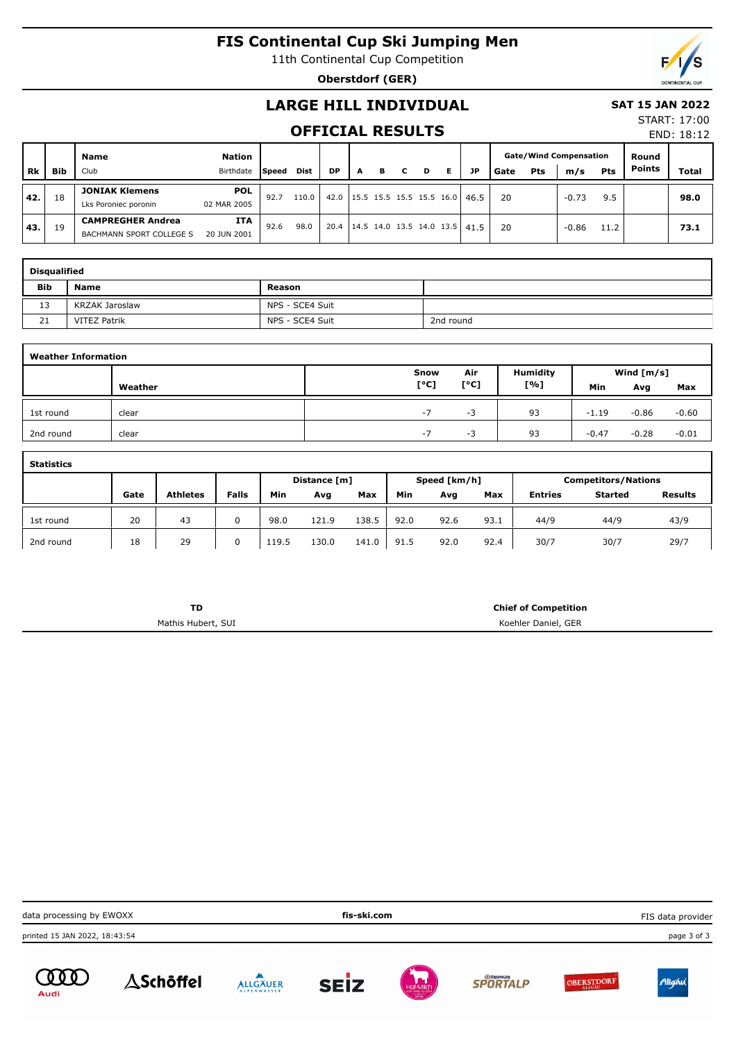# FIS Continental Cup Ski Jumping Men

11th Continental Cup Competition

**Oberstdorf (GER)**

## LARGE HILL INDIVIDUAL

## OFFICIAL RESULTS

**SAT 15 JAN 2022**

START: 17:00

END: 18:12

| Rk | Bib | Name / Club | Nation / Birthdate | Speed | Dist | DP | A | B | C | D | E | JP | Gate | Pts | m/s | Pts | Round Points | Total |
|---|---|---|---|---|---|---|---|---|---|---|---|---|---|---|---|---|---|---|
| 42. | 18 | **JONIAK Klemens** Lks Poroniec poronin | **POL** 02 MAR 2005 | 92.7 | 110.0 | 42.0 | 15.5 | 15.5 | 15.5 | 15.5 | 16.0 | 46.5 | 20 | | -0.73 | 9.5 | | **98.0** |
| 43. | 19 | **CAMPREGHER Andrea** BACHMANN SPORT COLLEGE S | **ITA** 20 JUN 2001 | 92.6 | 98.0 | 20.4 | 14.5 | 14.0 | 13.5 | 14.0 | 13.5 | 41.5 | 20 | | -0.86 | 11.2 | | **73.1** |

### Disqualified

| Bib | Name | Reason | |
|---|---|---|---|
| 13 | KRZAK Jaroslaw | NPS - SCE4 Suit | |
| 21 | VITEZ Patrik | NPS - SCE4 Suit | 2nd round |

### Weather Information

| | Weather | Snow [°C] | Air [°C] | Humidity [%] | Wind [m/s] Min | Avg | Max |
|---|---|---|---|---|---|---|---|
| 1st round | clear | -7 | -3 | 93 | -1.19 | -0.86 | -0.60 |
| 2nd round | clear | -7 | -3 | 93 | -0.47 | -0.28 | -0.01 |

### Statistics

| | Gate | Athletes | Falls | Distance [m] Min | Avg | Max | Speed [km/h] Min | Avg | Max | Competitors/Nations Entries | Started | Results |
|---|---|---|---|---|---|---|---|---|---|---|---|---|
| 1st round | 20 | 43 | 0 | 98.0 | 121.9 | 138.5 | 92.0 | 92.6 | 93.1 | 44/9 | 44/9 | 43/9 |
| 2nd round | 18 | 29 | 0 | 119.5 | 130.0 | 141.0 | 91.5 | 92.0 | 92.4 | 30/7 | 30/7 | 29/7 |

**TD**
Mathis Hubert, SUI

**Chief of Competition**
Koehler Daniel, GER

data processing by EWOXX | fis-ski.com | FIS data provider

printed 15 JAN 2022, 18:43:54